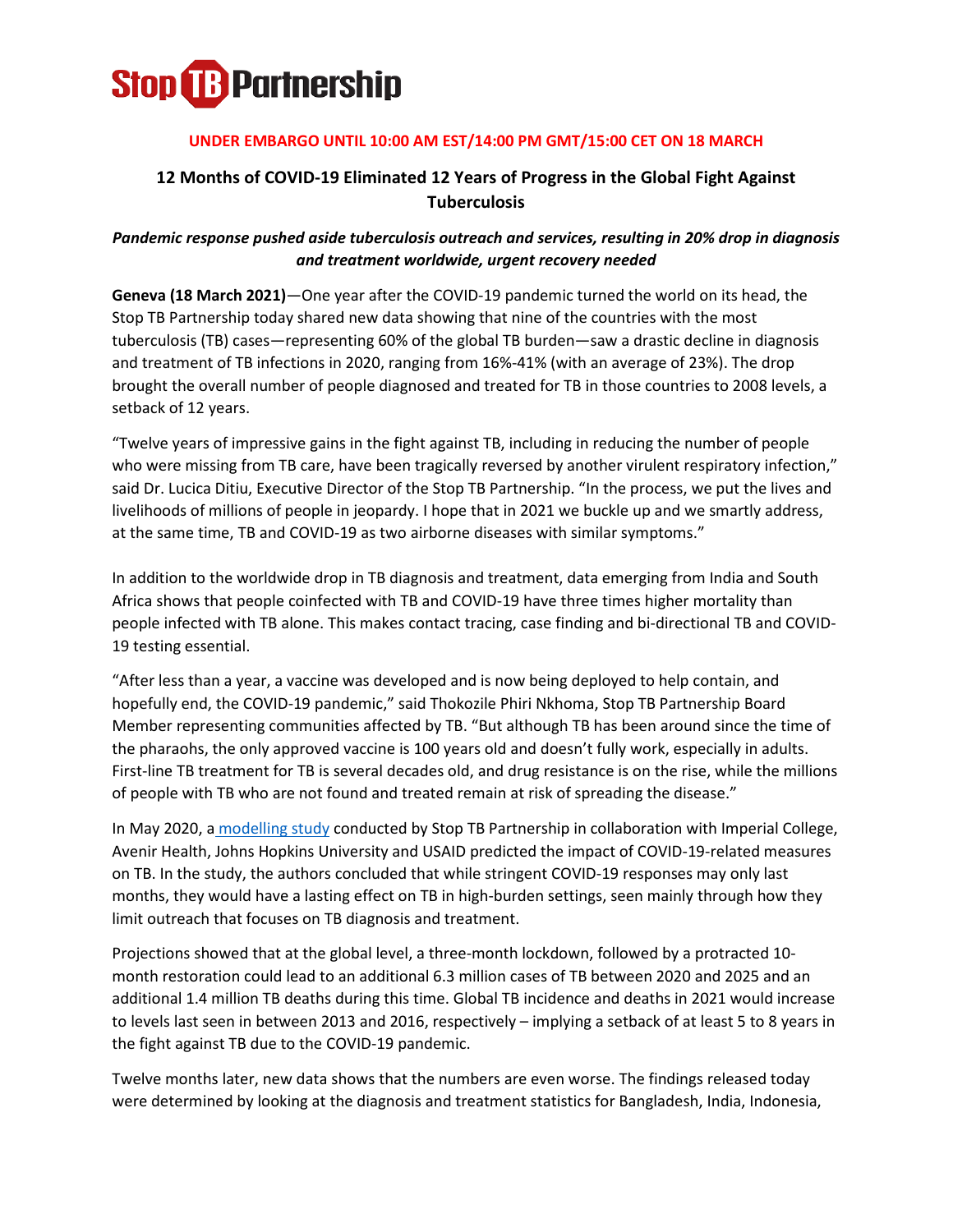**Stop TB Partnership**

**UNDER EMBARGO UNTIL 10:00 AM EST/14:00 PM GMT/15:00 CET ON 18 MARCH**

# 12 Months of COVID-19 Eliminated 12 Years of Progress in the Global Fight Against Tuberculosis

***Pandemic response pushed aside tuberculosis outreach and services, resulting in 20% drop in diagnosis and treatment worldwide, urgent recovery needed***

**Geneva (18 March 2021)**—One year after the COVID-19 pandemic turned the world on its head, the Stop TB Partnership today shared new data showing that nine of the countries with the most tuberculosis (TB) cases—representing 60% of the global TB burden—saw a drastic decline in diagnosis and treatment of TB infections in 2020, ranging from 16%-41% (with an average of 23%). The drop brought the overall number of people diagnosed and treated for TB in those countries to 2008 levels, a setback of 12 years.

"Twelve years of impressive gains in the fight against TB, including in reducing the number of people who were missing from TB care, have been tragically reversed by another virulent respiratory infection," said Dr. Lucica Ditiu, Executive Director of the Stop TB Partnership. "In the process, we put the lives and livelihoods of millions of people in jeopardy. I hope that in 2021 we buckle up and we smartly address, at the same time, TB and COVID-19 as two airborne diseases with similar symptoms."

In addition to the worldwide drop in TB diagnosis and treatment, data emerging from India and South Africa shows that people coinfected with TB and COVID-19 have three times higher mortality than people infected with TB alone. This makes contact tracing, case finding and bi-directional TB and COVID-19 testing essential.

"After less than a year, a vaccine was developed and is now being deployed to help contain, and hopefully end, the COVID-19 pandemic," said Thokozile Phiri Nkhoma, Stop TB Partnership Board Member representing communities affected by TB. "But although TB has been around since the time of the pharaohs, the only approved vaccine is 100 years old and doesn't fully work, especially in adults. First-line TB treatment for TB is several decades old, and drug resistance is on the rise, while the millions of people with TB who are not found and treated remain at risk of spreading the disease."

In May 2020, a modelling study conducted by Stop TB Partnership in collaboration with Imperial College, Avenir Health, Johns Hopkins University and USAID predicted the impact of COVID-19-related measures on TB. In the study, the authors concluded that while stringent COVID-19 responses may only last months, they would have a lasting effect on TB in high-burden settings, seen mainly through how they limit outreach that focuses on TB diagnosis and treatment.

Projections showed that at the global level, a three-month lockdown, followed by a protracted 10-month restoration could lead to an additional 6.3 million cases of TB between 2020 and 2025 and an additional 1.4 million TB deaths during this time. Global TB incidence and deaths in 2021 would increase to levels last seen in between 2013 and 2016, respectively – implying a setback of at least 5 to 8 years in the fight against TB due to the COVID-19 pandemic.

Twelve months later, new data shows that the numbers are even worse. The findings released today were determined by looking at the diagnosis and treatment statistics for Bangladesh, India, Indonesia,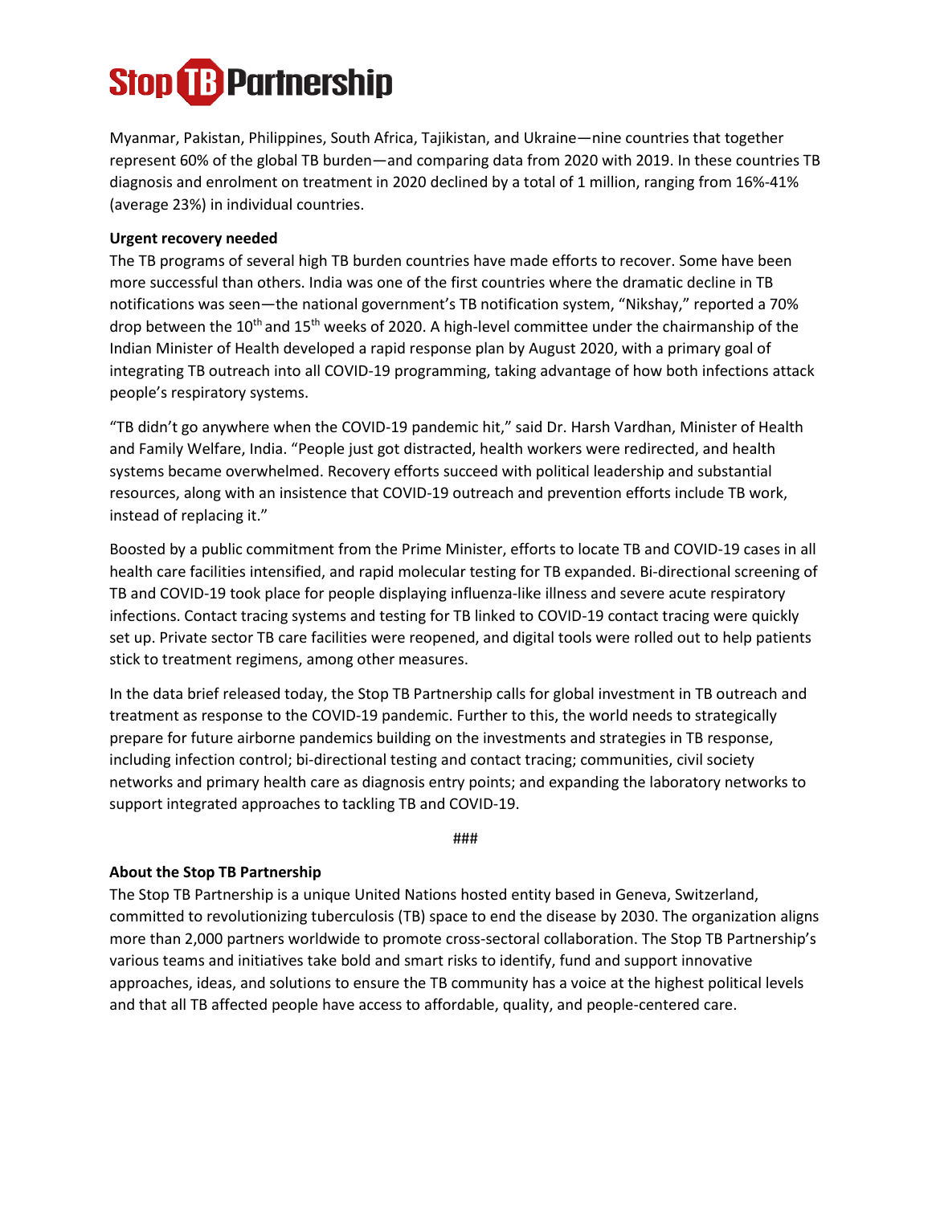Myanmar, Pakistan, Philippines, South Africa, Tajikistan, and Ukraine—nine countries that together represent 60% of the global TB burden—and comparing data from 2020 with 2019. In these countries TB diagnosis and enrolment on treatment in 2020 declined by a total of 1 million, ranging from 16%-41% (average 23%) in individual countries.

**Urgent recovery needed**

The TB programs of several high TB burden countries have made efforts to recover. Some have been more successful than others. India was one of the first countries where the dramatic decline in TB notifications was seen—the national government's TB notification system, "Nikshay," reported a 70% drop between the 10th and 15th weeks of 2020. A high-level committee under the chairmanship of the Indian Minister of Health developed a rapid response plan by August 2020, with a primary goal of integrating TB outreach into all COVID-19 programming, taking advantage of how both infections attack people's respiratory systems.

"TB didn't go anywhere when the COVID-19 pandemic hit," said Dr. Harsh Vardhan, Minister of Health and Family Welfare, India. "People just got distracted, health workers were redirected, and health systems became overwhelmed. Recovery efforts succeed with political leadership and substantial resources, along with an insistence that COVID-19 outreach and prevention efforts include TB work, instead of replacing it."

Boosted by a public commitment from the Prime Minister, efforts to locate TB and COVID-19 cases in all health care facilities intensified, and rapid molecular testing for TB expanded. Bi-directional screening of TB and COVID-19 took place for people displaying influenza-like illness and severe acute respiratory infections. Contact tracing systems and testing for TB linked to COVID-19 contact tracing were quickly set up. Private sector TB care facilities were reopened, and digital tools were rolled out to help patients stick to treatment regimens, among other measures.

In the data brief released today, the Stop TB Partnership calls for global investment in TB outreach and treatment as response to the COVID-19 pandemic. Further to this, the world needs to strategically prepare for future airborne pandemics building on the investments and strategies in TB response, including infection control; bi-directional testing and contact tracing; communities, civil society networks and primary health care as diagnosis entry points; and expanding the laboratory networks to support integrated approaches to tackling TB and COVID-19.

###

**About the Stop TB Partnership**

The Stop TB Partnership is a unique United Nations hosted entity based in Geneva, Switzerland, committed to revolutionizing tuberculosis (TB) space to end the disease by 2030. The organization aligns more than 2,000 partners worldwide to promote cross-sectoral collaboration. The Stop TB Partnership's various teams and initiatives take bold and smart risks to identify, fund and support innovative approaches, ideas, and solutions to ensure the TB community has a voice at the highest political levels and that all TB affected people have access to affordable, quality, and people-centered care.